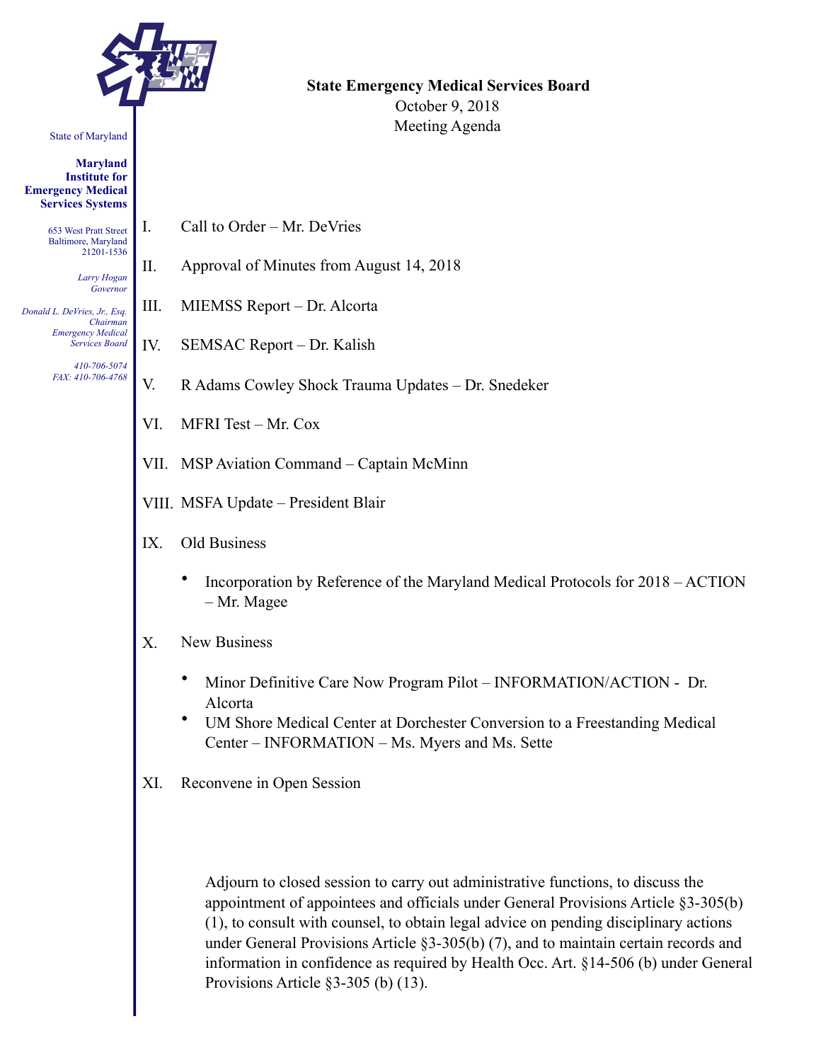State of Maryland

**Maryland Institute for Emergency Medical Services Systems**

653 West Pratt Street
Baltimore, Maryland
21201-1536

*Larry Hogan*
*Governor*

*Donald L. DeVries, Jr., Esq.*
*Chairman*
*Emergency Medical Services Board*

*410-706-5074*
*FAX: 410-706-4768*

**State Emergency Medical Services Board**
October 9, 2018
Meeting Agenda

I. Call to Order – Mr. DeVries

II. Approval of Minutes from August 14, 2018

III. MIEMSS Report – Dr. Alcorta

IV. SEMSAC Report – Dr. Kalish

V. R Adams Cowley Shock Trauma Updates – Dr. Snedeker

VI. MFRI Test – Mr. Cox

VII. MSP Aviation Command – Captain McMinn

VIII. MSFA Update – President Blair

IX. Old Business

- Incorporation by Reference of the Maryland Medical Protocols for 2018 – ACTION – Mr. Magee

X. New Business

- Minor Definitive Care Now Program Pilot – INFORMATION/ACTION - Dr. Alcorta
- UM Shore Medical Center at Dorchester Conversion to a Freestanding Medical Center – INFORMATION – Ms. Myers and Ms. Sette

XI. Reconvene in Open Session

Adjourn to closed session to carry out administrative functions, to discuss the appointment of appointees and officials under General Provisions Article §3-305(b)(1), to consult with counsel, to obtain legal advice on pending disciplinary actions under General Provisions Article §3-305(b) (7), and to maintain certain records and information in confidence as required by Health Occ. Art. §14-506 (b) under General Provisions Article §3-305 (b) (13).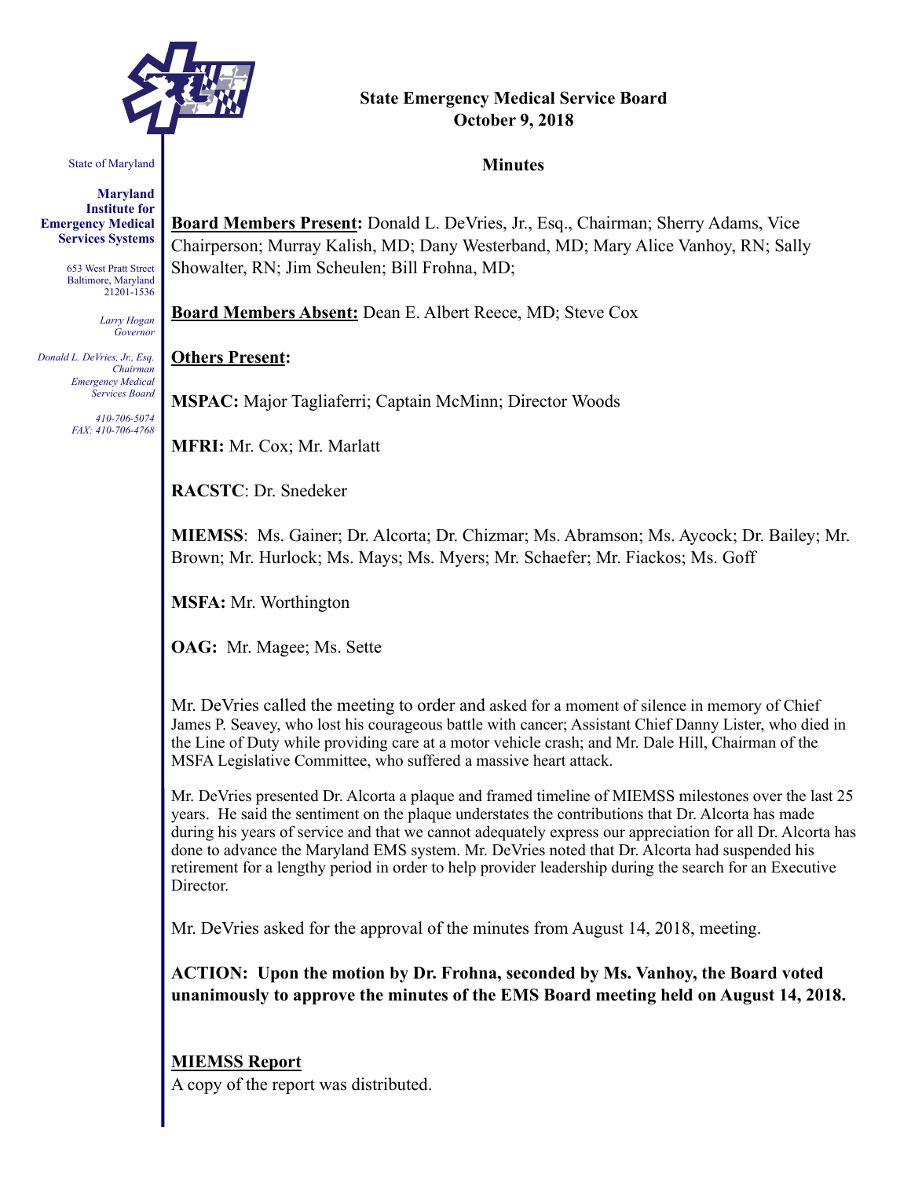# State Emergency Medical Service Board
# October 9, 2018

## Minutes

State of Maryland

**Maryland Institute for Emergency Medical Services Systems**

653 West Pratt Street
Baltimore, Maryland
21201-1536

*Larry Hogan*
*Governor*

*Donald L. DeVries, Jr., Esq.*
*Chairman*
*Emergency Medical Services Board*

*410-706-5074*
*FAX: 410-706-4768*

**Board Members Present:** Donald L. DeVries, Jr., Esq., Chairman; Sherry Adams, Vice Chairperson; Murray Kalish, MD; Dany Westerband, MD; Mary Alice Vanhoy, RN; Sally Showalter, RN; Jim Scheulen; Bill Frohna, MD;

**Board Members Absent:** Dean E. Albert Reece, MD; Steve Cox

**Others Present:**

**MSPAC:** Major Tagliaferri; Captain McMinn; Director Woods

**MFRI:** Mr. Cox; Mr. Marlatt

**RACSTC**: Dr. Snedeker

**MIEMSS**: Ms. Gainer; Dr. Alcorta; Dr. Chizmar; Ms. Abramson; Ms. Aycock; Dr. Bailey; Mr. Brown; Mr. Hurlock; Ms. Mays; Ms. Myers; Mr. Schaefer; Mr. Fiackos; Ms. Goff

**MSFA:** Mr. Worthington

**OAG:** Mr. Magee; Ms. Sette

Mr. DeVries called the meeting to order and asked for a moment of silence in memory of Chief James P. Seavey, who lost his courageous battle with cancer; Assistant Chief Danny Lister, who died in the Line of Duty while providing care at a motor vehicle crash; and Mr. Dale Hill, Chairman of the MSFA Legislative Committee, who suffered a massive heart attack.

Mr. DeVries presented Dr. Alcorta a plaque and framed timeline of MIEMSS milestones over the last 25 years. He said the sentiment on the plaque understates the contributions that Dr. Alcorta has made during his years of service and that we cannot adequately express our appreciation for all Dr. Alcorta has done to advance the Maryland EMS system. Mr. DeVries noted that Dr. Alcorta had suspended his retirement for a lengthy period in order to help provider leadership during the search for an Executive Director.

Mr. DeVries asked for the approval of the minutes from August 14, 2018, meeting.

**ACTION: Upon the motion by Dr. Frohna, seconded by Ms. Vanhoy, the Board voted unanimously to approve the minutes of the EMS Board meeting held on August 14, 2018.**

## MIEMSS Report

A copy of the report was distributed.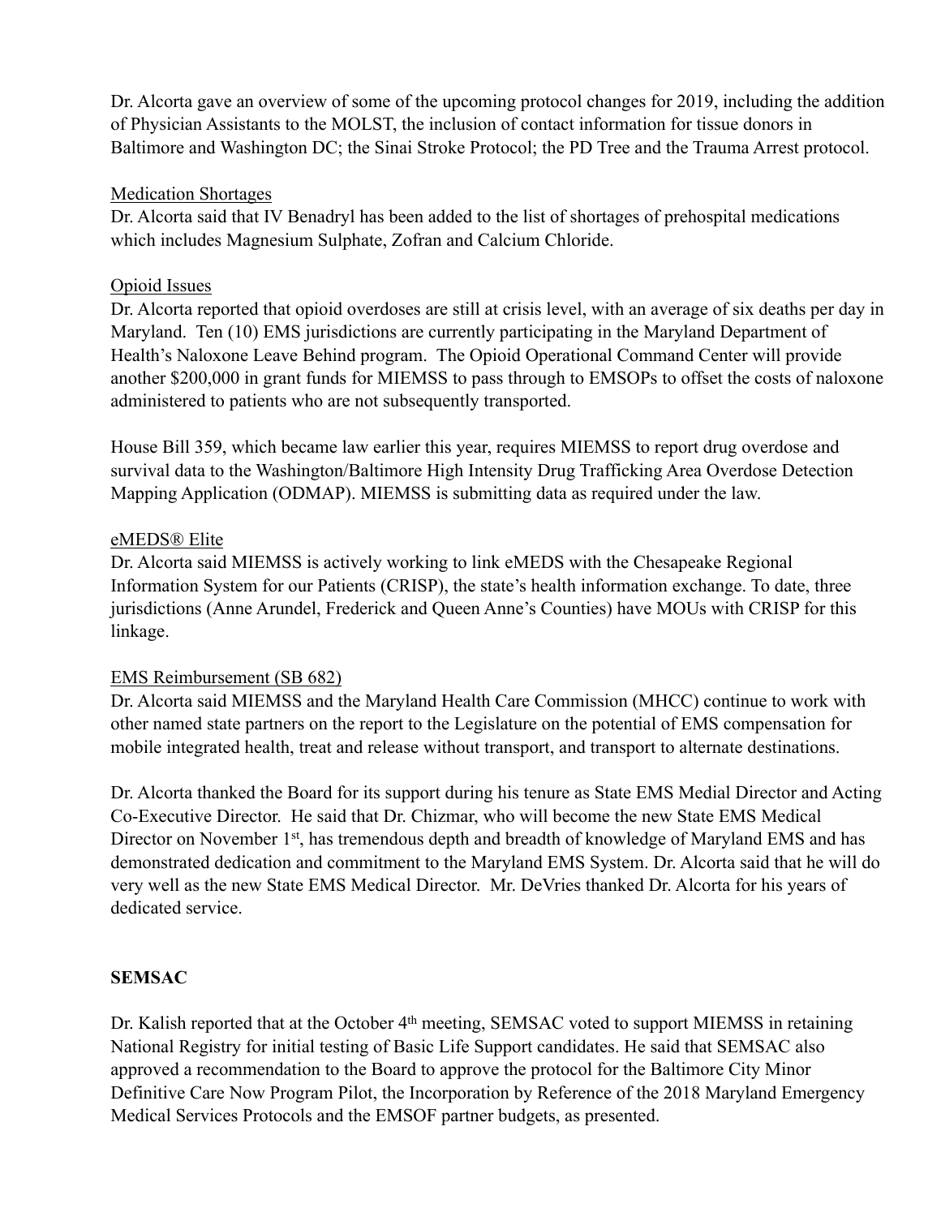Dr. Alcorta gave an overview of some of the upcoming protocol changes for 2019, including the addition of Physician Assistants to the MOLST, the inclusion of contact information for tissue donors in Baltimore and Washington DC; the Sinai Stroke Protocol; the PD Tree and the Trauma Arrest protocol.

<u>Medication Shortages</u>

Dr. Alcorta said that IV Benadryl has been added to the list of shortages of prehospital medications which includes Magnesium Sulphate, Zofran and Calcium Chloride.

<u>Opioid Issues</u>

Dr. Alcorta reported that opioid overdoses are still at crisis level, with an average of six deaths per day in Maryland. Ten (10) EMS jurisdictions are currently participating in the Maryland Department of Health's Naloxone Leave Behind program. The Opioid Operational Command Center will provide another $200,000 in grant funds for MIEMSS to pass through to EMSOPs to offset the costs of naloxone administered to patients who are not subsequently transported.

House Bill 359, which became law earlier this year, requires MIEMSS to report drug overdose and survival data to the Washington/Baltimore High Intensity Drug Trafficking Area Overdose Detection Mapping Application (ODMAP). MIEMSS is submitting data as required under the law.

<u>eMEDS® Elite</u>

Dr. Alcorta said MIEMSS is actively working to link eMEDS with the Chesapeake Regional Information System for our Patients (CRISP), the state's health information exchange. To date, three jurisdictions (Anne Arundel, Frederick and Queen Anne's Counties) have MOUs with CRISP for this linkage.

<u>EMS Reimbursement (SB 682)</u>

Dr. Alcorta said MIEMSS and the Maryland Health Care Commission (MHCC) continue to work with other named state partners on the report to the Legislature on the potential of EMS compensation for mobile integrated health, treat and release without transport, and transport to alternate destinations.

Dr. Alcorta thanked the Board for its support during his tenure as State EMS Medial Director and Acting Co-Executive Director. He said that Dr. Chizmar, who will become the new State EMS Medical Director on November 1st, has tremendous depth and breadth of knowledge of Maryland EMS and has demonstrated dedication and commitment to the Maryland EMS System. Dr. Alcorta said that he will do very well as the new State EMS Medical Director. Mr. DeVries thanked Dr. Alcorta for his years of dedicated service.

**SEMSAC**

Dr. Kalish reported that at the October 4th meeting, SEMSAC voted to support MIEMSS in retaining National Registry for initial testing of Basic Life Support candidates. He said that SEMSAC also approved a recommendation to the Board to approve the protocol for the Baltimore City Minor Definitive Care Now Program Pilot, the Incorporation by Reference of the 2018 Maryland Emergency Medical Services Protocols and the EMSOF partner budgets, as presented.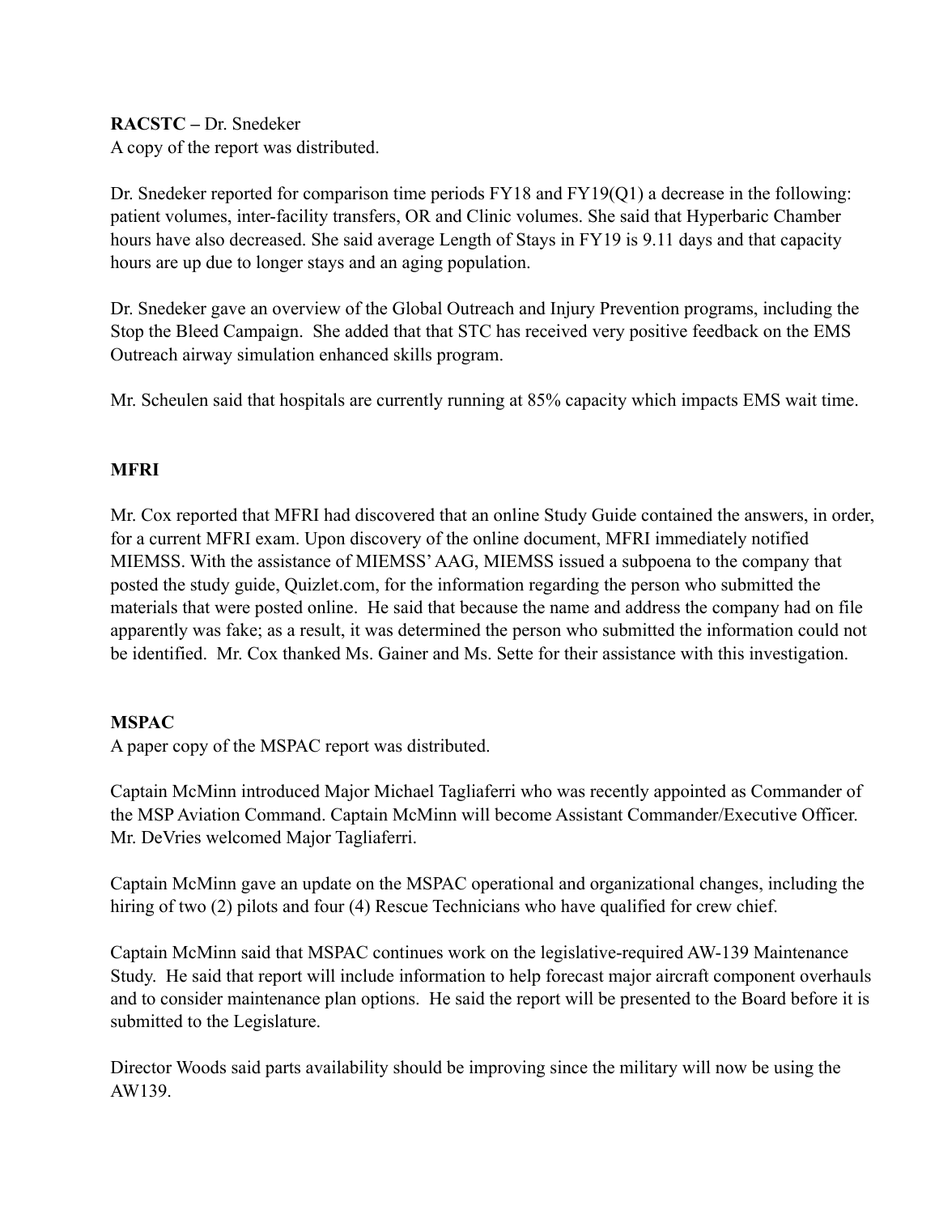**RACSTC –** Dr. Snedeker
A copy of the report was distributed.

Dr. Snedeker reported for comparison time periods FY18 and FY19(Q1) a decrease in the following: patient volumes, inter-facility transfers, OR and Clinic volumes. She said that Hyperbaric Chamber hours have also decreased. She said average Length of Stays in FY19 is 9.11 days and that capacity hours are up due to longer stays and an aging population.

Dr. Snedeker gave an overview of the Global Outreach and Injury Prevention programs, including the Stop the Bleed Campaign. She added that that STC has received very positive feedback on the EMS Outreach airway simulation enhanced skills program.

Mr. Scheulen said that hospitals are currently running at 85% capacity which impacts EMS wait time.

**MFRI**

Mr. Cox reported that MFRI had discovered that an online Study Guide contained the answers, in order, for a current MFRI exam. Upon discovery of the online document, MFRI immediately notified MIEMSS. With the assistance of MIEMSS' AAG, MIEMSS issued a subpoena to the company that posted the study guide, Quizlet.com, for the information regarding the person who submitted the materials that were posted online. He said that because the name and address the company had on file apparently was fake; as a result, it was determined the person who submitted the information could not be identified. Mr. Cox thanked Ms. Gainer and Ms. Sette for their assistance with this investigation.

**MSPAC**
A paper copy of the MSPAC report was distributed.

Captain McMinn introduced Major Michael Tagliaferri who was recently appointed as Commander of the MSP Aviation Command. Captain McMinn will become Assistant Commander/Executive Officer. Mr. DeVries welcomed Major Tagliaferri.

Captain McMinn gave an update on the MSPAC operational and organizational changes, including the hiring of two (2) pilots and four (4) Rescue Technicians who have qualified for crew chief.

Captain McMinn said that MSPAC continues work on the legislative-required AW-139 Maintenance Study. He said that report will include information to help forecast major aircraft component overhauls and to consider maintenance plan options. He said the report will be presented to the Board before it is submitted to the Legislature.

Director Woods said parts availability should be improving since the military will now be using the AW139.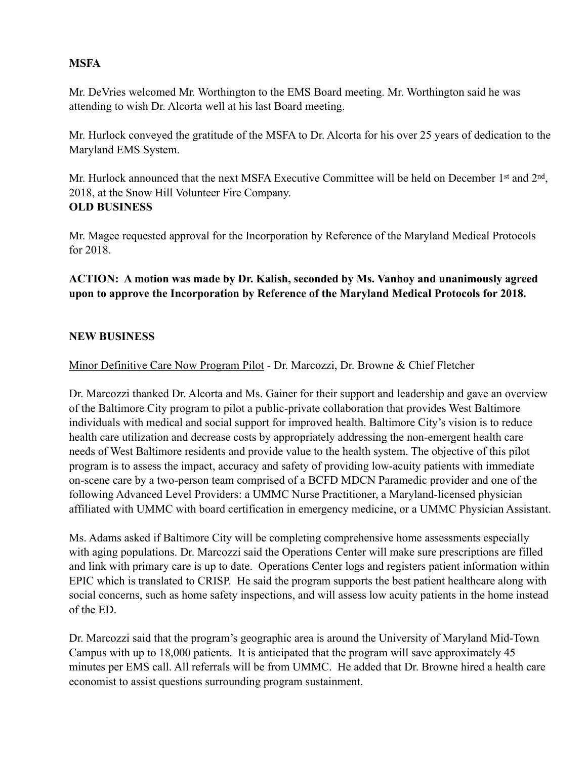**MSFA**

Mr. DeVries welcomed Mr. Worthington to the EMS Board meeting. Mr. Worthington said he was attending to wish Dr. Alcorta well at his last Board meeting.

Mr. Hurlock conveyed the gratitude of the MSFA to Dr. Alcorta for his over 25 years of dedication to the Maryland EMS System.

Mr. Hurlock announced that the next MSFA Executive Committee will be held on December 1st and 2nd, 2018, at the Snow Hill Volunteer Fire Company.

**OLD BUSINESS**

Mr. Magee requested approval for the Incorporation by Reference of the Maryland Medical Protocols for 2018.

**ACTION: A motion was made by Dr. Kalish, seconded by Ms. Vanhoy and unanimously agreed upon to approve the Incorporation by Reference of the Maryland Medical Protocols for 2018.**

**NEW BUSINESS**

Minor Definitive Care Now Program Pilot - Dr. Marcozzi, Dr. Browne & Chief Fletcher

Dr. Marcozzi thanked Dr. Alcorta and Ms. Gainer for their support and leadership and gave an overview of the Baltimore City program to pilot a public-private collaboration that provides West Baltimore individuals with medical and social support for improved health. Baltimore City's vision is to reduce health care utilization and decrease costs by appropriately addressing the non-emergent health care needs of West Baltimore residents and provide value to the health system. The objective of this pilot program is to assess the impact, accuracy and safety of providing low-acuity patients with immediate on-scene care by a two-person team comprised of a BCFD MDCN Paramedic provider and one of the following Advanced Level Providers: a UMMC Nurse Practitioner, a Maryland-licensed physician affiliated with UMMC with board certification in emergency medicine, or a UMMC Physician Assistant.

Ms. Adams asked if Baltimore City will be completing comprehensive home assessments especially with aging populations. Dr. Marcozzi said the Operations Center will make sure prescriptions are filled and link with primary care is up to date. Operations Center logs and registers patient information within EPIC which is translated to CRISP. He said the program supports the best patient healthcare along with social concerns, such as home safety inspections, and will assess low acuity patients in the home instead of the ED.

Dr. Marcozzi said that the program's geographic area is around the University of Maryland Mid-Town Campus with up to 18,000 patients. It is anticipated that the program will save approximately 45 minutes per EMS call. All referrals will be from UMMC. He added that Dr. Browne hired a health care economist to assist questions surrounding program sustainment.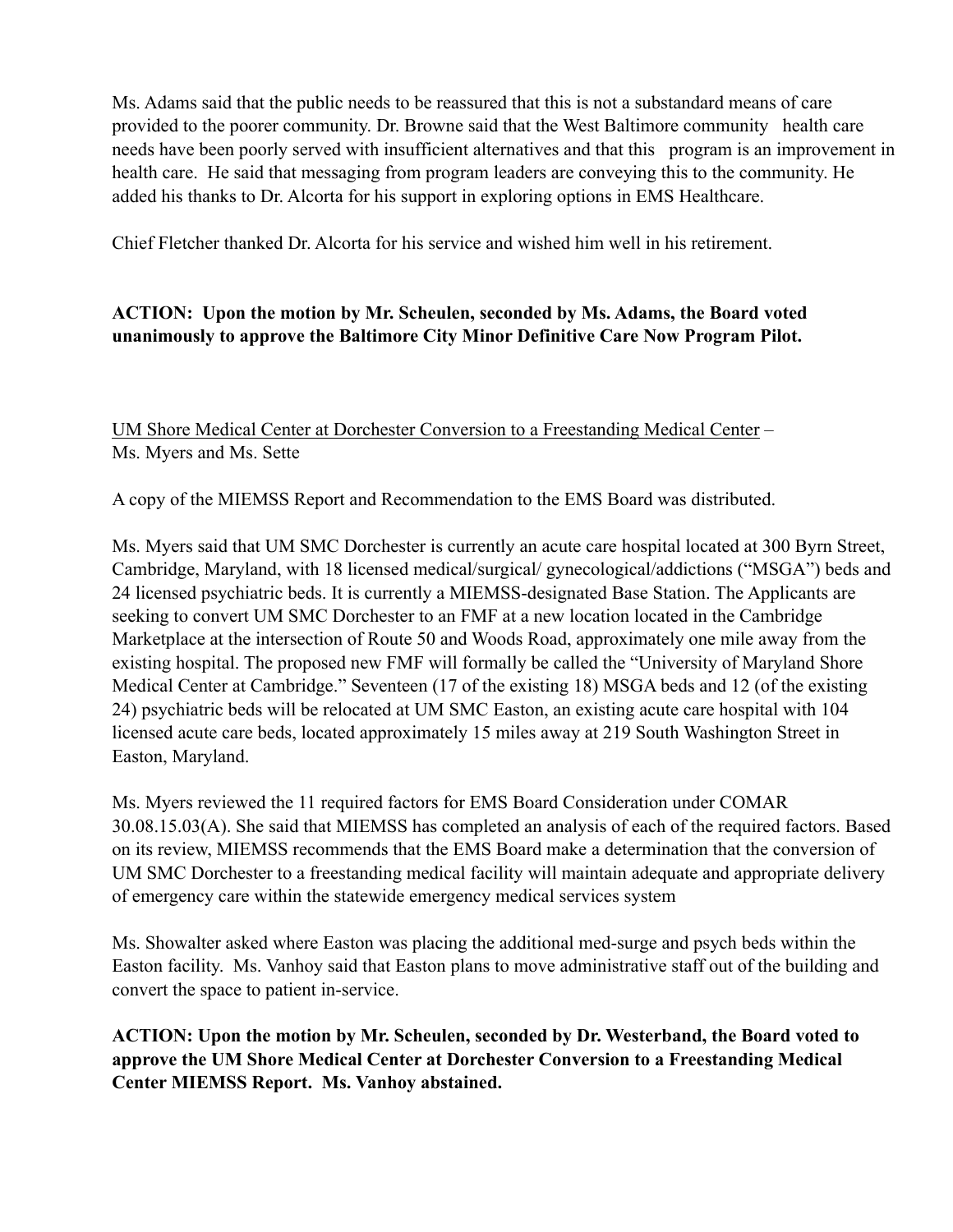Ms. Adams said that the public needs to be reassured that this is not a substandard means of care provided to the poorer community. Dr. Browne said that the West Baltimore community health care needs have been poorly served with insufficient alternatives and that this program is an improvement in health care. He said that messaging from program leaders are conveying this to the community. He added his thanks to Dr. Alcorta for his support in exploring options in EMS Healthcare.

Chief Fletcher thanked Dr. Alcorta for his service and wished him well in his retirement.

**ACTION: Upon the motion by Mr. Scheulen, seconded by Ms. Adams, the Board voted unanimously to approve the Baltimore City Minor Definitive Care Now Program Pilot.**

<u>UM Shore Medical Center at Dorchester Conversion to a Freestanding Medical Center</u> – Ms. Myers and Ms. Sette

A copy of the MIEMSS Report and Recommendation to the EMS Board was distributed.

Ms. Myers said that UM SMC Dorchester is currently an acute care hospital located at 300 Byrn Street, Cambridge, Maryland, with 18 licensed medical/surgical/ gynecological/addictions ("MSGA") beds and 24 licensed psychiatric beds. It is currently a MIEMSS-designated Base Station. The Applicants are seeking to convert UM SMC Dorchester to an FMF at a new location located in the Cambridge Marketplace at the intersection of Route 50 and Woods Road, approximately one mile away from the existing hospital. The proposed new FMF will formally be called the "University of Maryland Shore Medical Center at Cambridge." Seventeen (17 of the existing 18) MSGA beds and 12 (of the existing 24) psychiatric beds will be relocated at UM SMC Easton, an existing acute care hospital with 104 licensed acute care beds, located approximately 15 miles away at 219 South Washington Street in Easton, Maryland.

Ms. Myers reviewed the 11 required factors for EMS Board Consideration under COMAR 30.08.15.03(A). She said that MIEMSS has completed an analysis of each of the required factors. Based on its review, MIEMSS recommends that the EMS Board make a determination that the conversion of UM SMC Dorchester to a freestanding medical facility will maintain adequate and appropriate delivery of emergency care within the statewide emergency medical services system

Ms. Showalter asked where Easton was placing the additional med-surge and psych beds within the Easton facility. Ms. Vanhoy said that Easton plans to move administrative staff out of the building and convert the space to patient in-service.

**ACTION: Upon the motion by Mr. Scheulen, seconded by Dr. Westerband, the Board voted to approve the UM Shore Medical Center at Dorchester Conversion to a Freestanding Medical Center MIEMSS Report. Ms. Vanhoy abstained.**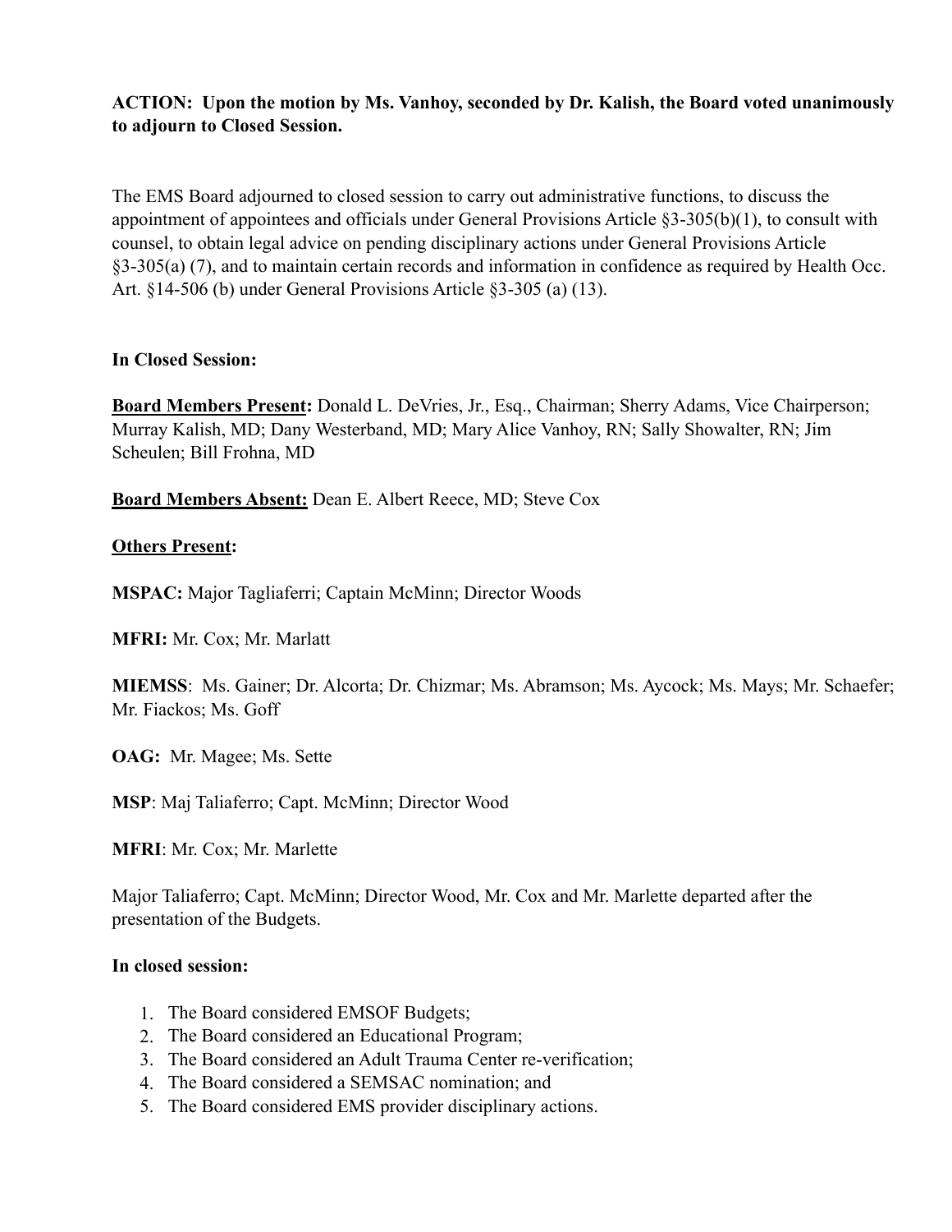**ACTION: Upon the motion by Ms. Vanhoy, seconded by Dr. Kalish, the Board voted unanimously to adjourn to Closed Session.**

The EMS Board adjourned to closed session to carry out administrative functions, to discuss the appointment of appointees and officials under General Provisions Article §3-305(b)(1), to consult with counsel, to obtain legal advice on pending disciplinary actions under General Provisions Article §3-305(a) (7), and to maintain certain records and information in confidence as required by Health Occ. Art. §14-506 (b) under General Provisions Article §3-305 (a) (13).

**In Closed Session:**

**Board Members Present:** Donald L. DeVries, Jr., Esq., Chairman; Sherry Adams, Vice Chairperson; Murray Kalish, MD; Dany Westerband, MD; Mary Alice Vanhoy, RN; Sally Showalter, RN; Jim Scheulen; Bill Frohna, MD

**Board Members Absent:** Dean E. Albert Reece, MD; Steve Cox

**Others Present:**

**MSPAC:** Major Tagliaferri; Captain McMinn; Director Woods

**MFRI:** Mr. Cox; Mr. Marlatt

**MIEMSS**: Ms. Gainer; Dr. Alcorta; Dr. Chizmar; Ms. Abramson; Ms. Aycock; Ms. Mays; Mr. Schaefer; Mr. Fiackos; Ms. Goff

**OAG:** Mr. Magee; Ms. Sette

**MSP**: Maj Taliaferro; Capt. McMinn; Director Wood

**MFRI**: Mr. Cox; Mr. Marlette

Major Taliaferro; Capt. McMinn; Director Wood, Mr. Cox and Mr. Marlette departed after the presentation of the Budgets.

**In closed session:**

1. The Board considered EMSOF Budgets;
2. The Board considered an Educational Program;
3. The Board considered an Adult Trauma Center re-verification;
4. The Board considered a SEMSAC nomination; and
5. The Board considered EMS provider disciplinary actions.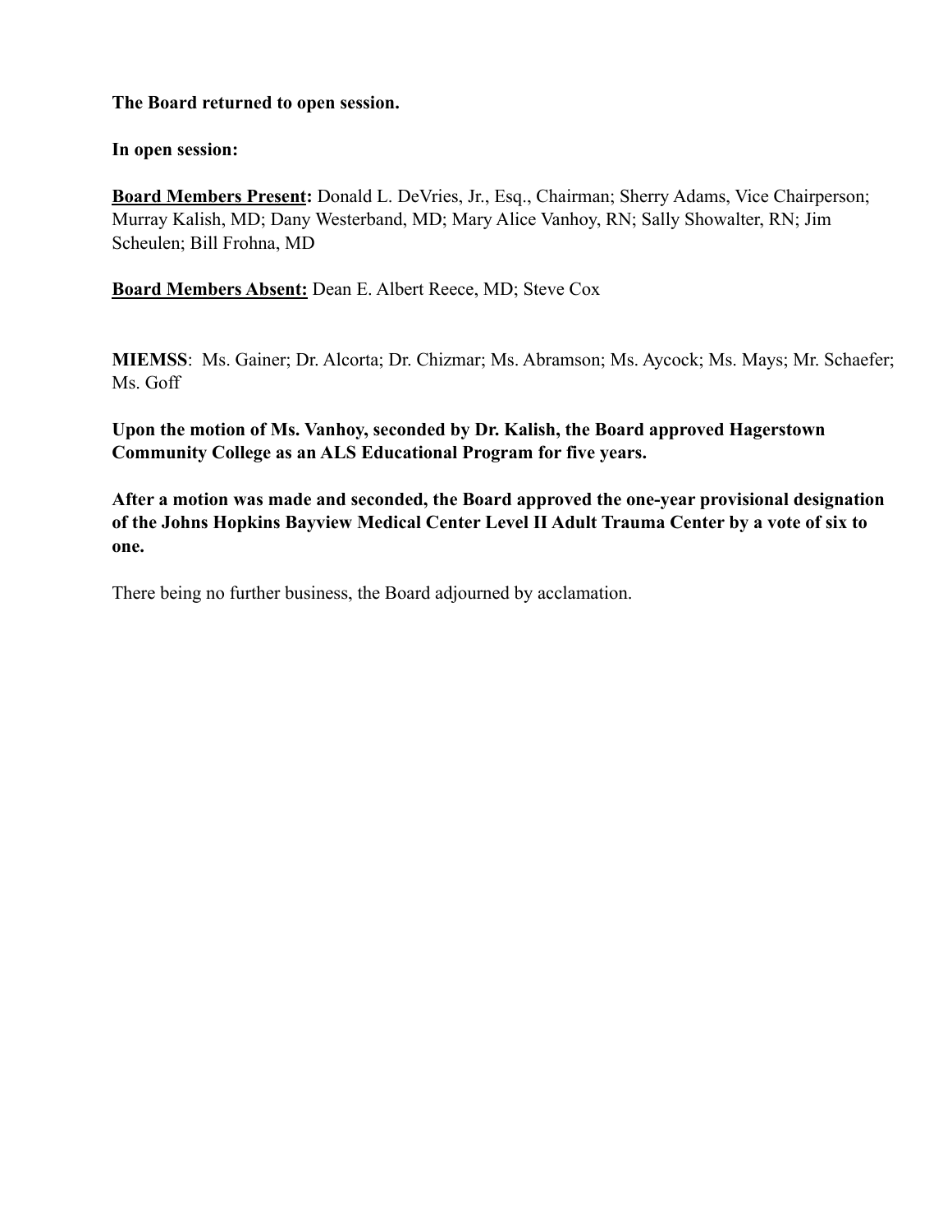**The Board returned to open session.**

**In open session:**

**Board Members Present:** Donald L. DeVries, Jr., Esq., Chairman; Sherry Adams, Vice Chairperson; Murray Kalish, MD; Dany Westerband, MD; Mary Alice Vanhoy, RN; Sally Showalter, RN; Jim Scheulen; Bill Frohna, MD

**Board Members Absent:** Dean E. Albert Reece, MD; Steve Cox

**MIEMSS**: Ms. Gainer; Dr. Alcorta; Dr. Chizmar; Ms. Abramson; Ms. Aycock; Ms. Mays; Mr. Schaefer; Ms. Goff

**Upon the motion of Ms. Vanhoy, seconded by Dr. Kalish, the Board approved Hagerstown Community College as an ALS Educational Program for five years.**

**After a motion was made and seconded, the Board approved the one-year provisional designation of the Johns Hopkins Bayview Medical Center Level II Adult Trauma Center by a vote of six to one.**

There being no further business, the Board adjourned by acclamation.